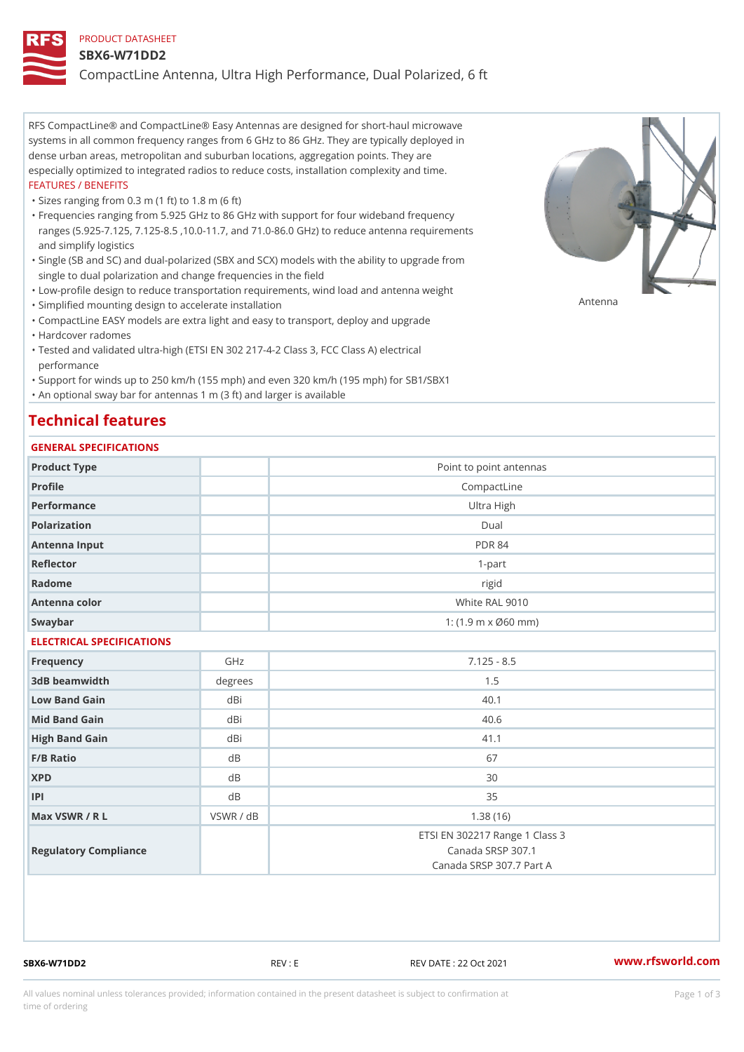PRODUCT DATASHEET

# SBX6-W71DD2

## CompactLine Antenna, Ultra High Performance, Dual Polarized, 6 ft

RFS CompactLine® and CompactLine® Easy Antennas are designed for short-haul microwave systems in all common frequency ranges from 6 GHz to 86 GHz. They are typically deployed in dense urban areas, metropolitan and suburban locations, aggregation points. They are especially optimized to integrated radios to reduce costs, installation complexity and time.

FEATURES / BENEFITS

- Sizes ranging from 0.3 m (1 ft) to 1.8 m (6 ft)
- Frequencies ranging from 5.925 GHz to 86 GHz with support for four wideband frequency ranges (5.925-7.125, 7.125-8.5 ,10.0-11.7, and 71.0-86.0 GHz) to reduce antenna requirements and simplify logistics
- Single (SB and SC) and dual-polarized (SBX and SCX) models with the ability to upgrade from single to dual polarization and change frequencies in the field
- Low-profile design to reduce transportation requirements, wind load and antenna weight
- Simplified mounting design to accelerate installation
- CompactLine EASY models are extra light and easy to transport, deploy and upgrade
- Hardcover radomes
- Tested and validated ultra-high (ETSI EN 302 217-4-2 Class 3, FCC Class A) electrical performance
- Support for winds up to 250 km/h (155 mph) and even 320 km/h (195 mph) for SB1/SBX1
- An optional sway bar for antennas 1 m (3 ft) and larger is available

Antenna

## Technical features

### GENERAL SPECIFICATIONS

| | | |
|---|---|---|
| Product Type | | Point to point antennas |
| Profile | | CompactLine |
| Performance | | Ultra High |
| Polarization | | Dual |
| Antenna Input | | PDR 84 |
| Reflector | | 1-part |
| Radome | | rigid |
| Antenna color | | White RAL 9010 |
| Swaybar | | 1: (1.9 m x Ø60 mm) |

### ELECTRICAL SPECIFICATIONS

| | | |
|---|---|---|
| Frequency | GHz | 7.125 - 8.5 |
| 3dB beamwidth | degrees | 1.5 |
| Low Band Gain | dBi | 40.1 |
| Mid Band Gain | dBi | 40.6 |
| High Band Gain | dBi | 41.1 |
| F/B Ratio | dB | 67 |
| XPD | dB | 30 |
| IPI | dB | 35 |
| Max VSWR / R L | VSWR / dB | 1.38 (16) |
| Regulatory Compliance | | ETSI EN 302217 Range 1 Class 3<br>Canada SRSP 307.1<br>Canada SRSP 307.7 Part A |

SBX6-W71DD2 REV : E REV DATE : 22 Oct 2021 www.rfsworld.com

All values nominal unless tolerances provided; information contained in the present datasheet is subject to confirmation at time of ordering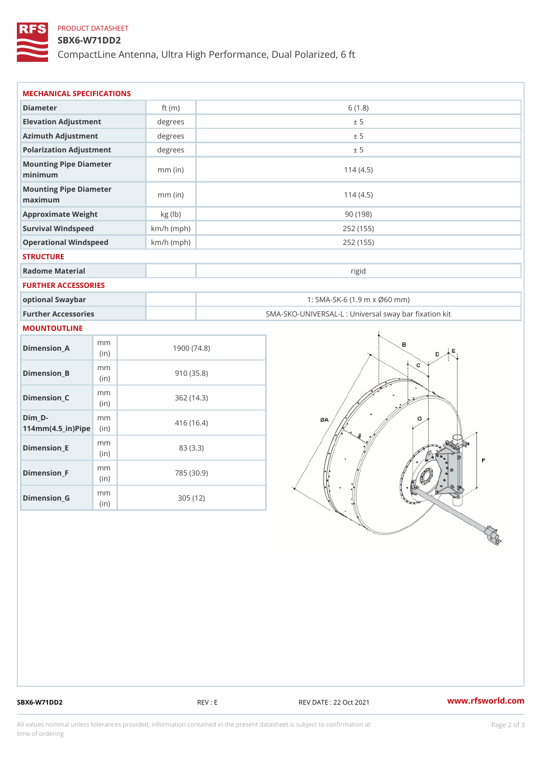PRODUCT DATASHEET

# SBX6-W71DD2

CompactLine Antenna, Ultra High Performance, Dual Polarized, 6 ft

## MECHANICAL SPECIFICATIONS

| | | |
|---|---|---|
| Diameter | ft (m) | 6 (1.8) |
| Elevation Adjustment | degrees | ± 5 |
| Azimuth Adjustment | degrees | ± 5 |
| Polarization Adjustment | degrees | ± 5 |
| Mounting Pipe Diameter minimum | mm (in) | 114 (4.5) |
| Mounting Pipe Diameter maximum | mm (in) | 114 (4.5) |
| Approximate Weight | kg (lb) | 90 (198) |
| Survival Windspeed | km/h (mph) | 252 (155) |
| Operational Windspeed | km/h (mph) | 252 (155) |

## STRUCTURE

| | | |
|---|---|---|
| Radome Material | | rigid |

## FURTHER ACCESSORIES

| | | |
|---|---|---|
| optional Swaybar | | 1: SMA-SK-6 (1.9 m x Ø60 mm) |
| Further Accessories | | SMA-SKO-UNIVERSAL-L : Universal sway bar fixation kit |

## MOUNTOUTLINE

| | | |
|---|---|---|
| Dimension_A | mm (in) | 1900 (74.8) |
| Dimension_B | mm (in) | 910 (35.8) |
| Dimension_C | mm (in) | 362 (14.3) |
| Dim_D-114mm(4.5_in)Pipe | mm (in) | 416 (16.4) |
| Dimension_E | mm (in) | 83 (3.3) |
| Dimension_F | mm (in) | 785 (30.9) |
| Dimension_G | mm (in) | 305 (12) |

SBX6-W71DD2 REV : E REV DATE : 22 Oct 2021 www.rfsworld.com

All values nominal unless tolerances provided; information contained in the present datasheet is subject to confirmation at time of ordering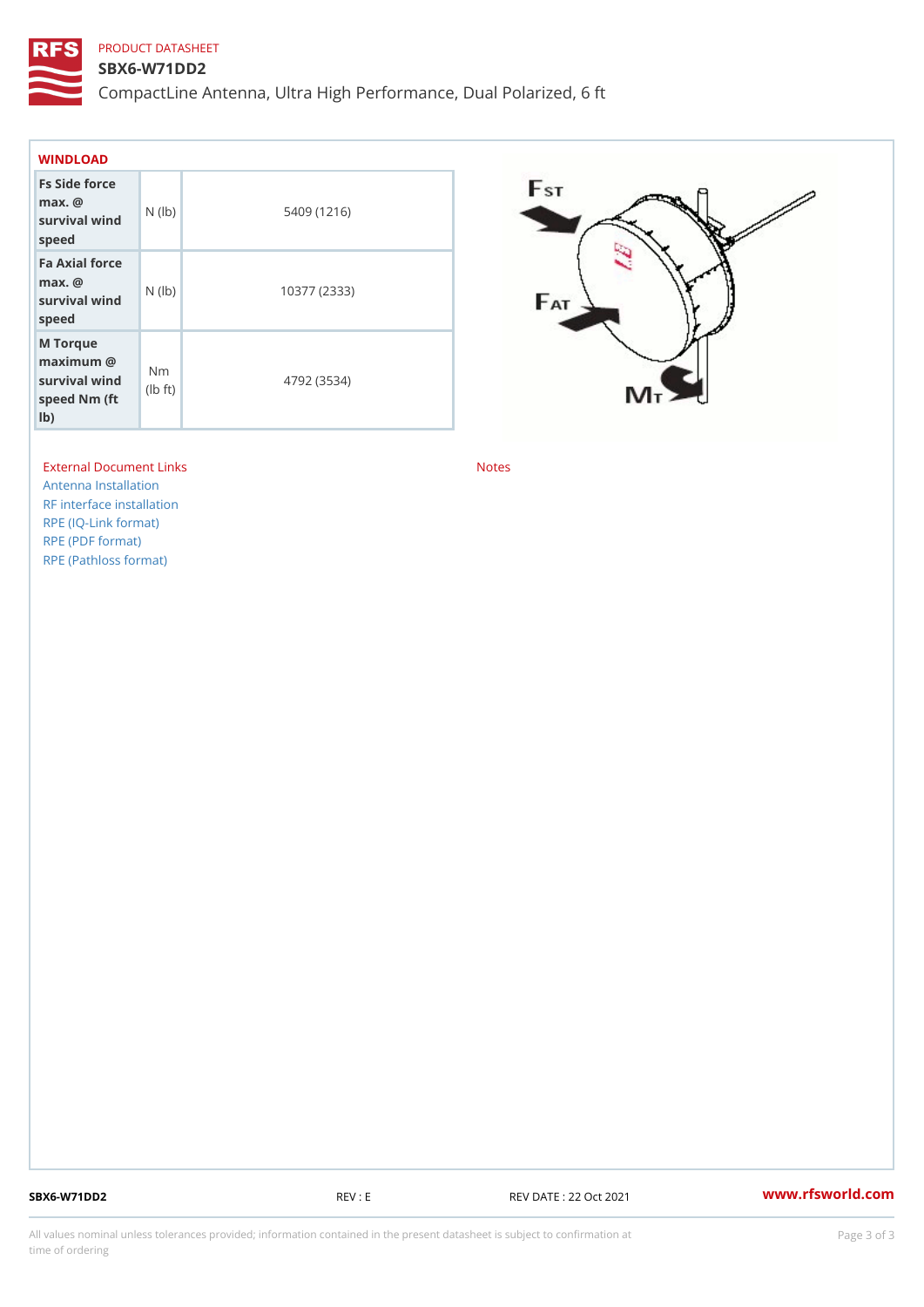PRODUCT DATASHEET

# SBX6-W71DD2

CompactLine Antenna, Ultra High Performance, Dual Polarized, 6 ft

## WINDLOAD

| | | |
|---|---|---|
| Fs Side force max. @ survival wind speed | N (lb) | 5409 (1216) |
| Fa Axial force max. @ survival wind speed | N (lb) | 10377 (2333) |
| M Torque maximum @ survival wind speed Nm (ft lb) | Nm (lb ft) | 4792 (3534) |

FST

FAT

MT

### External Document Links

Antenna Installation

RF interface installation

RPE (IQ-Link format)

RPE (PDF format)

RPE (Pathloss format)

### Notes

SBX6-W71DD2 REV : E REV DATE : 22 Oct 2021 www.rfsworld.com

All values nominal unless tolerances provided; information contained in the present datasheet is subject to confirmation at time of ordering